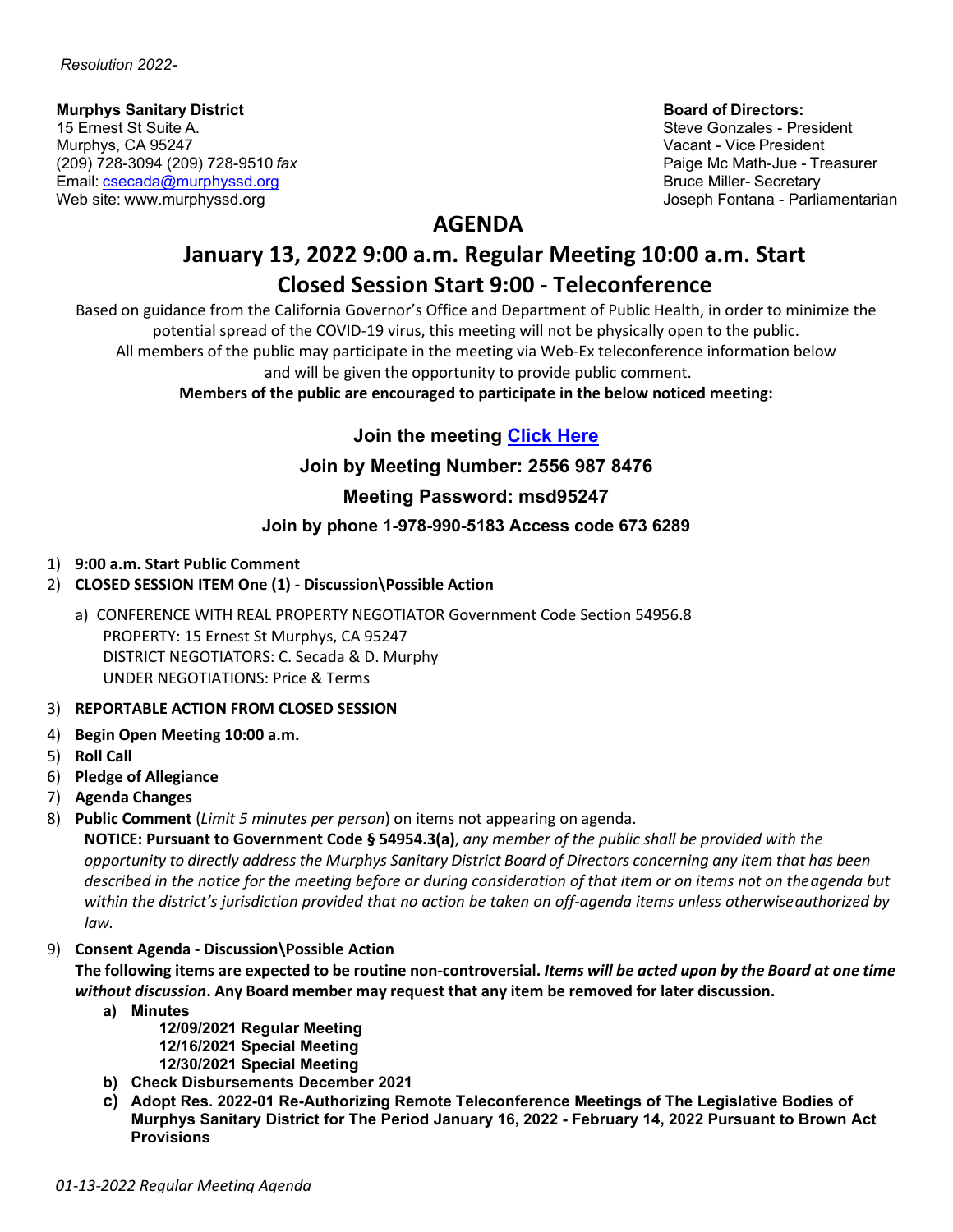*Resolution 2022-*

**Murphys Sanitary District**
15 Ernest St Suite A.
Murphys, CA 95247
(209) 728-3094 (209) 728-9510 *fax*
Email: csecada@murphyssd.org
Web site: www.murphyssd.org

**Board of Directors:**
Steve Gonzales - President
Vacant - Vice President
Paige Mc Math-Jue - Treasurer
Bruce Miller- Secretary
Joseph Fontana - Parliamentarian

# AGENDA

## January 13, 2022 9:00 a.m. Regular Meeting 10:00 a.m. Start
## Closed Session Start 9:00 - Teleconference

Based on guidance from the California Governor's Office and Department of Public Health, in order to minimize the potential spread of the COVID-19 virus, this meeting will not be physically open to the public. All members of the public may participate in the meeting via Web-Ex teleconference information below and will be given the opportunity to provide public comment.

**Members of the public are encouraged to participate in the below noticed meeting:**

**Join the meeting Click Here**

**Join by Meeting Number: 2556 987 8476**

**Meeting Password: msd95247**

**Join by phone 1-978-990-5183 Access code 673 6289**

1) **9:00 a.m. Start Public Comment**
2) **CLOSED SESSION ITEM One (1) - Discussion\Possible Action**
   a) CONFERENCE WITH REAL PROPERTY NEGOTIATOR Government Code Section 54956.8
      PROPERTY: 15 Ernest St Murphys, CA 95247
      DISTRICT NEGOTIATORS: C. Secada & D. Murphy
      UNDER NEGOTIATIONS: Price & Terms
3) **REPORTABLE ACTION FROM CLOSED SESSION**
4) **Begin Open Meeting 10:00 a.m.**
5) **Roll Call**
6) **Pledge of Allegiance**
7) **Agenda Changes**
8) **Public Comment** (*Limit 5 minutes per person*) on items not appearing on agenda.
   **NOTICE: Pursuant to Government Code § 54954.3(a)**, *any member of the public shall be provided with the opportunity to directly address the Murphys Sanitary District Board of Directors concerning any item that has been described in the notice for the meeting before or during consideration of that item or on items not on the agenda but within the district's jurisdiction provided that no action be taken on off-agenda items unless otherwise authorized by law.*
9) **Consent Agenda - Discussion\Possible Action**
   **The following items are expected to be routine non-controversial. *Items will be acted upon by the Board at one time without discussion*. Any Board member may request that any item be removed for later discussion.**
   a) **Minutes**
      **12/09/2021 Regular Meeting**
      **12/16/2021 Special Meeting**
      **12/30/2021 Special Meeting**
   b) **Check Disbursements December 2021**
   c) **Adopt Res. 2022-01 Re-Authorizing Remote Teleconference Meetings of The Legislative Bodies of Murphys Sanitary District for The Period January 16, 2022 - February 14, 2022 Pursuant to Brown Act Provisions**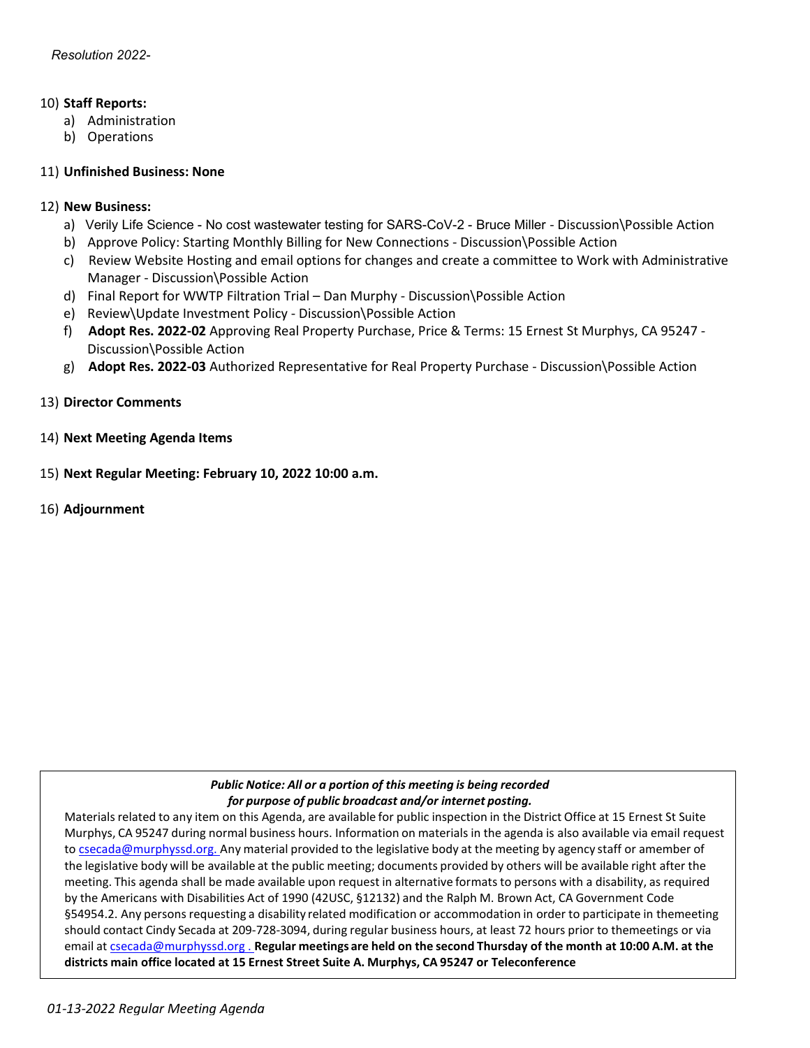*Resolution 2022-*

10) **Staff Reports:**
    a) Administration
    b) Operations

11) **Unfinished Business: None**

12) **New Business:**
    a) Verily Life Science - No cost wastewater testing for SARS-CoV-2 - Bruce Miller - Discussion\Possible Action
    b) Approve Policy: Starting Monthly Billing for New Connections - Discussion\Possible Action
    c) Review Website Hosting and email options for changes and create a committee to Work with Administrative Manager - Discussion\Possible Action
    d) Final Report for WWTP Filtration Trial – Dan Murphy - Discussion\Possible Action
    e) Review\Update Investment Policy - Discussion\Possible Action
    f) **Adopt Res. 2022-02** Approving Real Property Purchase, Price & Terms: 15 Ernest St Murphys, CA 95247 - Discussion\Possible Action
    g) **Adopt Res. 2022-03** Authorized Representative for Real Property Purchase - Discussion\Possible Action

13) **Director Comments**

14) **Next Meeting Agenda Items**

15) **Next Regular Meeting: February 10, 2022 10:00 a.m.**

16) **Adjournment**

***Public Notice: All or a portion of this meeting is being recorded for purpose of public broadcast and/or internet posting.***

Materials related to any item on this Agenda, are available for public inspection in the District Office at 15 Ernest St Suite Murphys, CA 95247 during normal business hours. Information on materials in the agenda is also available via email request to csecada@murphyssd.org. Any material provided to the legislative body at the meeting by agency staff or amember of the legislative body will be available at the public meeting; documents provided by others will be available right after the meeting. This agenda shall be made available upon request in alternative formats to persons with a disability, as required by the Americans with Disabilities Act of 1990 (42USC, §12132) and the Ralph M. Brown Act, CA Government Code §54954.2. Any persons requesting a disability related modification or accommodation in order to participate in themeeting should contact Cindy Secada at 209-728-3094, during regular business hours, at least 72 hours prior to themeetings or via email at csecada@murphyssd.org . **Regular meetings are held on the second Thursday of the month at 10:00 A.M. at the districts main office located at 15 Ernest Street Suite A. Murphys, CA 95247 or Teleconference**

*01-13-2022 Regular Meeting Agenda*